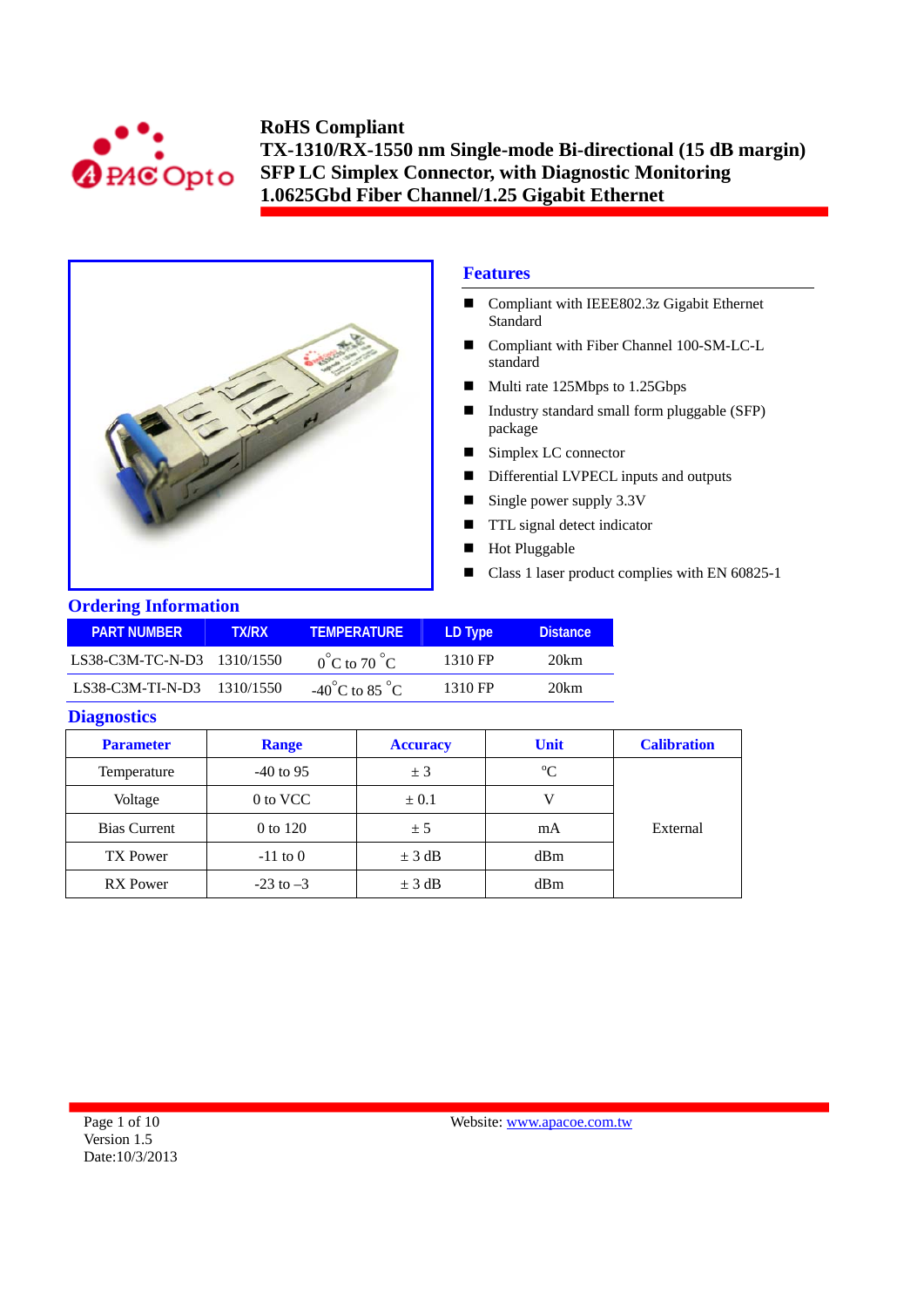# RoHS Compliant
# TX-1310/RX-1550 nm Single-mode Bi-directional (15 dB margin) SFP LC Simplex Connector, with Diagnostic Monitoring 1.0625Gbd Fiber Channel/1.25 Gigabit Ethernet

## Features

- Compliant with IEEE802.3z Gigabit Ethernet Standard
- Compliant with Fiber Channel 100-SM-LC-L standard
- Multi rate 125Mbps to 1.25Gbps
- Industry standard small form pluggable (SFP) package
- Simplex LC connector
- Differential LVPECL inputs and outputs
- Single power supply 3.3V
- TTL signal detect indicator
- Hot Pluggable
- Class 1 laser product complies with EN 60825-1

## Ordering Information

| PART NUMBER | TX/RX | TEMPERATURE | LD Type | Distance |
|---|---|---|---|---|
| LS38-C3M-TC-N-D3 | 1310/1550 | 0°C to 70 °C | 1310 FP | 20km |
| LS38-C3M-TI-N-D3 | 1310/1550 | -40°C to 85 °C | 1310 FP | 20km |

## Diagnostics

| Parameter | Range | Accuracy | Unit | Calibration |
|---|---|---|---|---|
| Temperature | -40 to 95 | ± 3 | °C | External |
| Voltage | 0 to VCC | ± 0.1 | V | |
| Bias Current | 0 to 120 | ± 5 | mA | |
| TX Power | -11 to 0 | ± 3 dB | dBm | |
| RX Power | -23 to –3 | ± 3 dB | dBm | |

Version 1.5
Date:10/3/2013

Website: www.apacoe.com.tw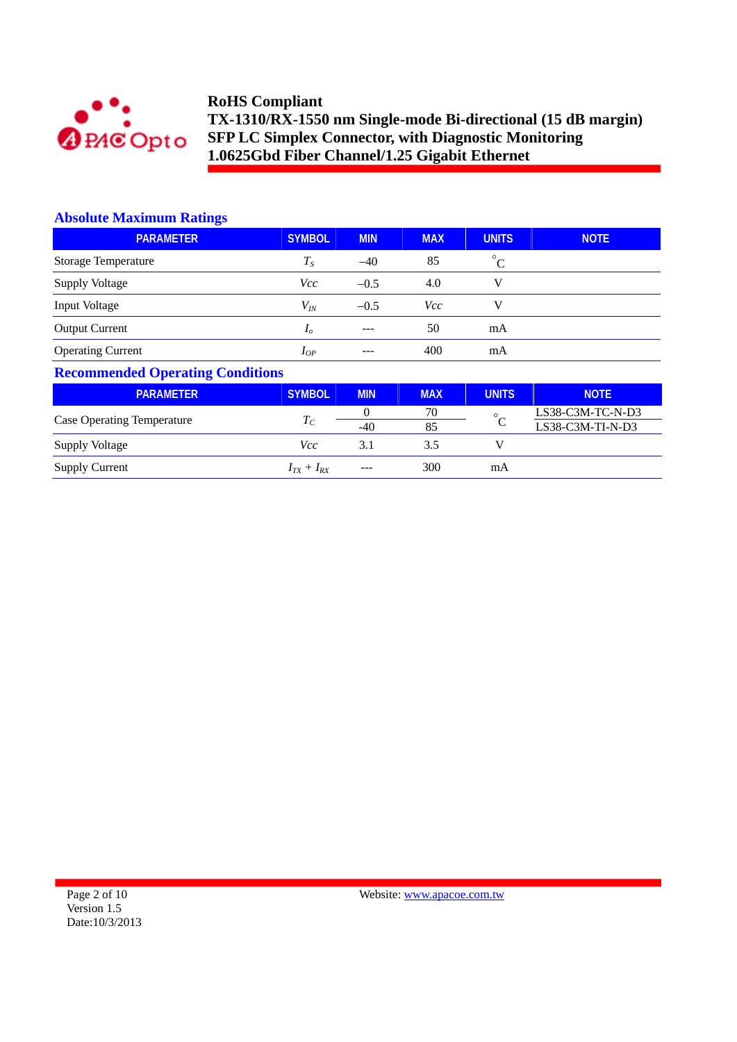# RoHS Compliant
# TX-1310/RX-1550 nm Single-mode Bi-directional (15 dB margin)
# SFP LC Simplex Connector, with Diagnostic Monitoring
# 1.0625Gbd Fiber Channel/1.25 Gigabit Ethernet

## Absolute Maximum Ratings

| PARAMETER | SYMBOL | MIN | MAX | UNITS | NOTE |
|---|---|---|---|---|---|
| Storage Temperature | $T_S$ | –40 | 85 | °C | |
| Supply Voltage | *Vcc* | –0.5 | 4.0 | V | |
| Input Voltage | $V_{IN}$ | –0.5 | *Vcc* | V | |
| Output Current | $I_o$ | --- | 50 | mA | |
| Operating Current | $I_{OP}$ | --- | 400 | mA | |

## Recommended Operating Conditions

| PARAMETER | SYMBOL | MIN | MAX | UNITS | NOTE |
|---|---|---|---|---|---|
| Case Operating Temperature | $T_C$ | 0 | 70 | °C | LS38-C3M-TC-N-D3 |
| | | -40 | 85 | | LS38-C3M-TI-N-D3 |
| Supply Voltage | *Vcc* | 3.1 | 3.5 | V | |
| Supply Current | $I_{TX} + I_{RX}$ | --- | 300 | mA | |

Version 1.5
Date:10/3/2013

Website: www.apacoe.com.tw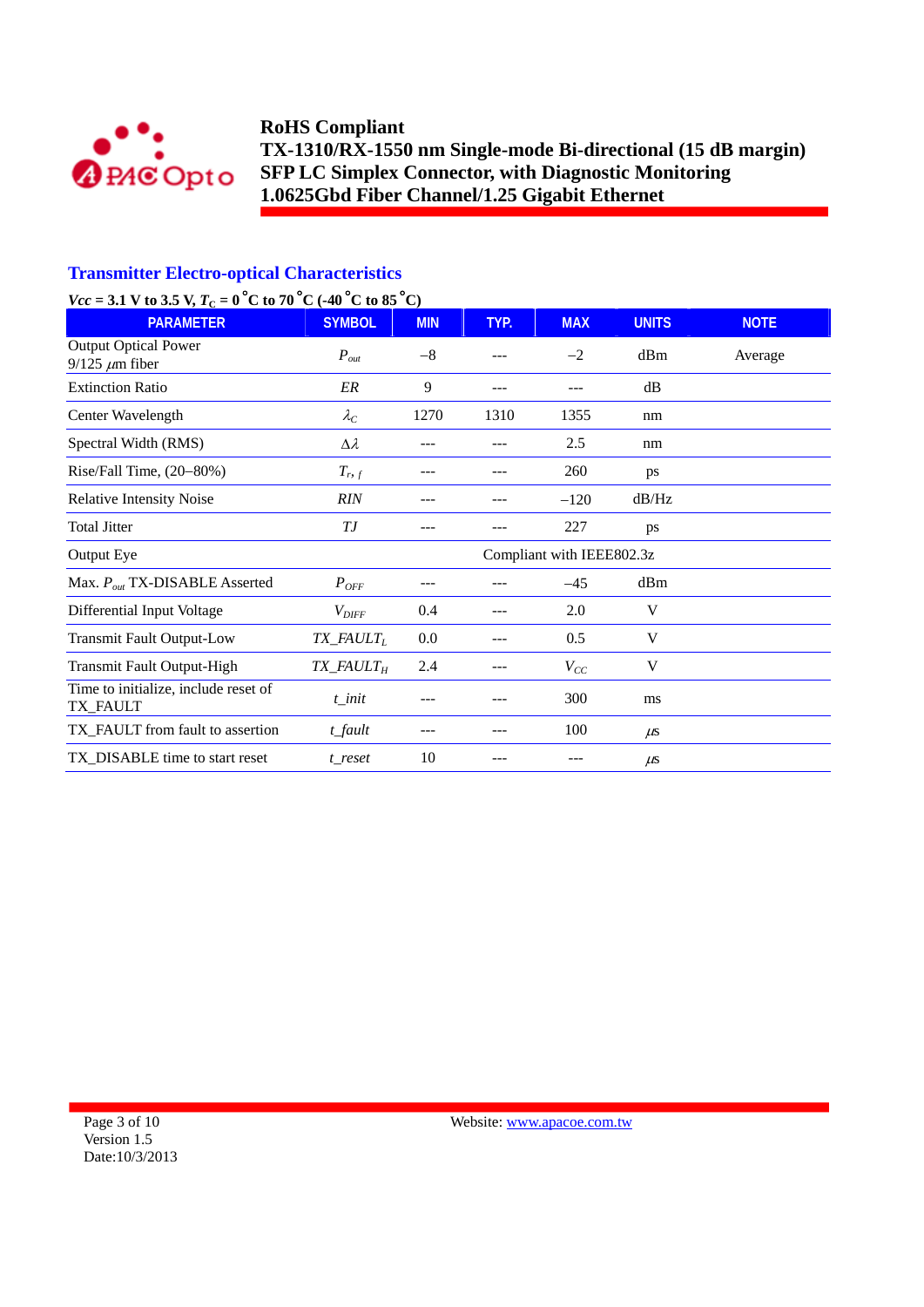# RoHS Compliant
# TX-1310/RX-1550 nm Single-mode Bi-directional (15 dB margin)
# SFP LC Simplex Connector, with Diagnostic Monitoring
# 1.0625Gbd Fiber Channel/1.25 Gigabit Ethernet

## Transmitter Electro-optical Characteristics

**$V_{cc}$ = 3.1 V to 3.5 V, $T_C$ = 0 °C to 70 °C (-40 °C to 85 °C)**

| PARAMETER | SYMBOL | MIN | TYP. | MAX | UNITS | NOTE |
|---|---|---|---|---|---|---|
| Output Optical Power 9/125 $\mu$m fiber | $P_{out}$ | −8 | --- | −2 | dBm | Average |
| Extinction Ratio | $ER$ | 9 | --- | --- | dB | |
| Center Wavelength | $\lambda_C$ | 1270 | 1310 | 1355 | nm | |
| Spectral Width (RMS) | $\Delta\lambda$ | --- | --- | 2.5 | nm | |
| Rise/Fall Time, (20–80%) | $T_{r,\,f}$ | --- | --- | 260 | ps | |
| Relative Intensity Noise | $RIN$ | --- | --- | −120 | dB/Hz | |
| Total Jitter | $TJ$ | --- | --- | 227 | ps | |
| Output Eye | | Compliant with IEEE802.3z | | | | |
| Max. $P_{out}$ TX-DISABLE Asserted | $P_{OFF}$ | --- | --- | −45 | dBm | |
| Differential Input Voltage | $V_{DIFF}$ | 0.4 | --- | 2.0 | V | |
| Transmit Fault Output-Low | $TX\_FAULT_L$ | 0.0 | --- | 0.5 | V | |
| Transmit Fault Output-High | $TX\_FAULT_H$ | 2.4 | --- | $V_{CC}$ | V | |
| Time to initialize, include reset of TX_FAULT | $t\_init$ | --- | --- | 300 | ms | |
| TX_FAULT from fault to assertion | $t\_fault$ | --- | --- | 100 | $\mu$s | |
| TX_DISABLE time to start reset | $t\_reset$ | 10 | --- | --- | $\mu$s | |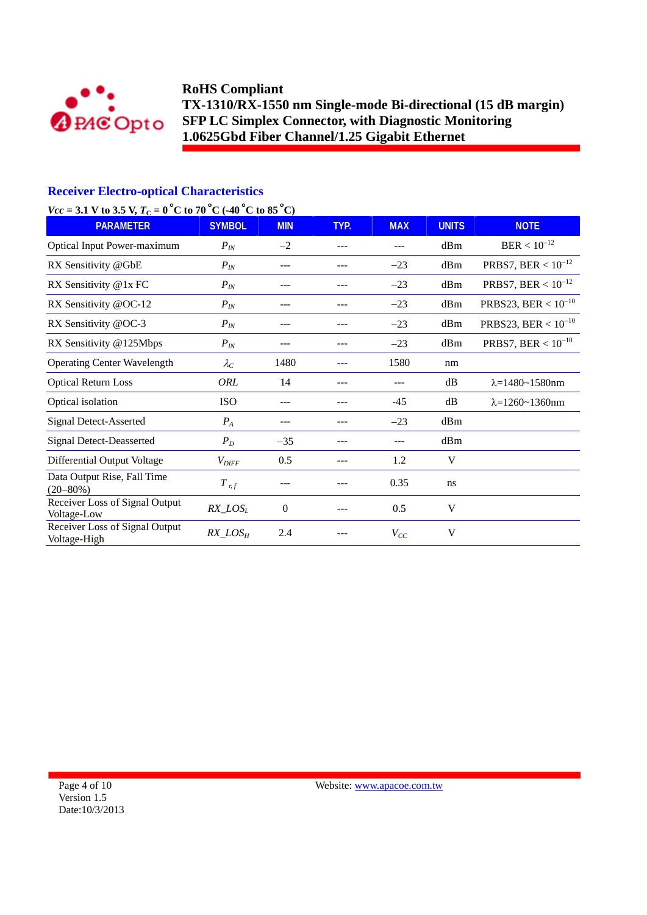## Receiver Electro-optical Characteristics

**$Vcc$ = 3.1 V to 3.5 V, $T_C$ = 0 °C to 70 °C (-40 °C to 85 °C)**

| PARAMETER | SYMBOL | MIN | TYP. | MAX | UNITS | NOTE |
|---|---|---|---|---|---|---|
| Optical Input Power-maximum | $P_{IN}$ | −2 | --- | --- | dBm | BER < $10^{-12}$ |
| RX Sensitivity @GbE | $P_{IN}$ | --- | --- | −23 | dBm | PRBS7, BER < $10^{-12}$ |
| RX Sensitivity @1x FC | $P_{IN}$ | --- | --- | −23 | dBm | PRBS7, BER < $10^{-12}$ |
| RX Sensitivity @OC-12 | $P_{IN}$ | --- | --- | −23 | dBm | PRBS23, BER < $10^{-10}$ |
| RX Sensitivity @OC-3 | $P_{IN}$ | --- | --- | −23 | dBm | PRBS23, BER < $10^{-10}$ |
| RX Sensitivity @125Mbps | $P_{IN}$ | --- | --- | −23 | dBm | PRBS7, BER < $10^{-10}$ |
| Operating Center Wavelength | $\lambda_C$ | 1480 | --- | 1580 | nm | |
| Optical Return Loss | $ORL$ | 14 | --- | --- | dB | λ=1480~1580nm |
| Optical isolation | ISO | --- | --- | -45 | dB | λ=1260~1360nm |
| Signal Detect-Asserted | $P_A$ | --- | --- | −23 | dBm | |
| Signal Detect-Deasserted | $P_D$ | −35 | --- | --- | dBm | |
| Differential Output Voltage | $V_{DIFF}$ | 0.5 | --- | 1.2 | V | |
| Data Output Rise, Fall Time (20–80%) | $T_{r,f}$ | --- | --- | 0.35 | ns | |
| Receiver Loss of Signal Output Voltage-Low | $RX\_LOS_L$ | 0 | --- | 0.5 | V | |
| Receiver Loss of Signal Output Voltage-High | $RX\_LOS_H$ | 2.4 | --- | $V_{CC}$ | V | |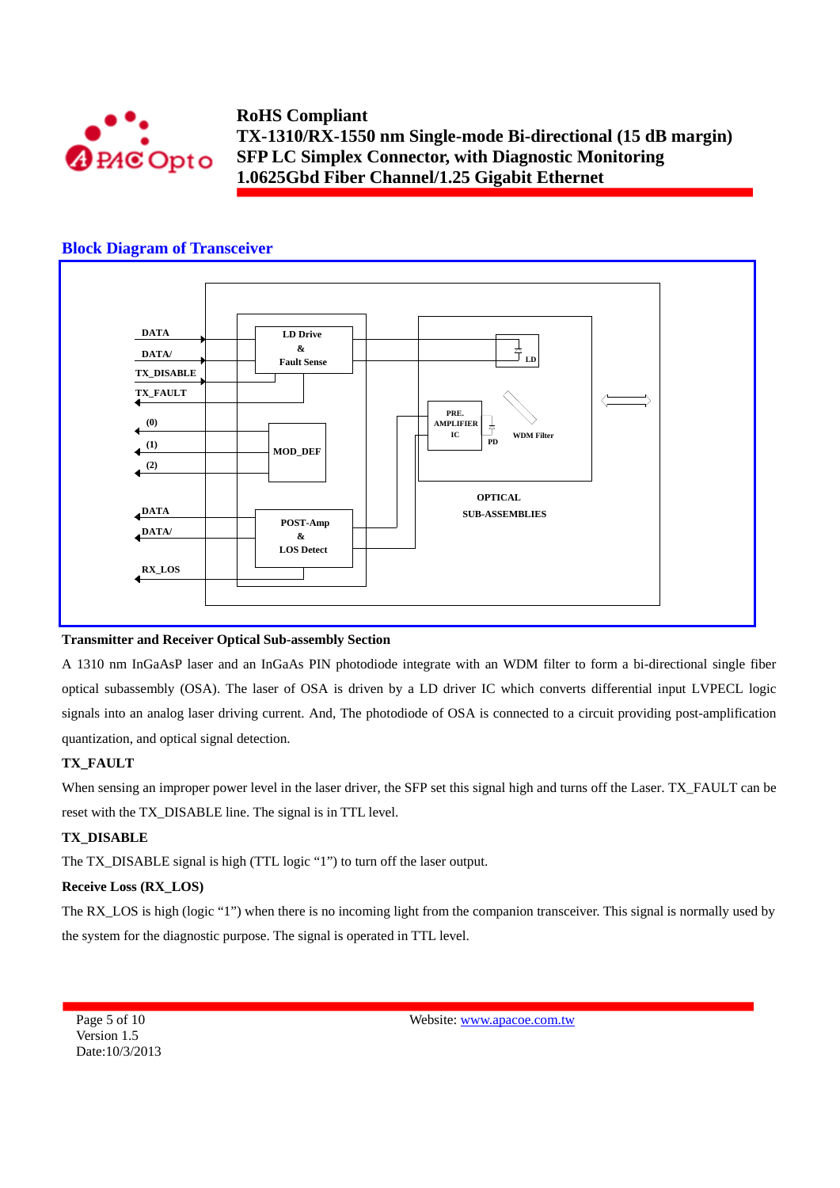## Block Diagram of Transceiver

DATA
DATA/
TX_DISABLE
TX_FAULT
(0)
(1)
(2)
DATA
DATA/
RX_LOS

LD Drive & Fault Sense

MOD_DEF

POST-Amp & LOS Detect

PRE. AMPLIFIER IC

PD

LD

WDM Filter

OPTICAL SUB-ASSEMBLIES

**Transmitter and Receiver Optical Sub-assembly Section**

A 1310 nm InGaAsP laser and an InGaAs PIN photodiode integrate with an WDM filter to form a bi-directional single fiber optical subassembly (OSA). The laser of OSA is driven by a LD driver IC which converts differential input LVPECL logic signals into an analog laser driving current. And, The photodiode of OSA is connected to a circuit providing post-amplification quantization, and optical signal detection.

**TX_FAULT**

When sensing an improper power level in the laser driver, the SFP set this signal high and turns off the Laser. TX_FAULT can be reset with the TX_DISABLE line. The signal is in TTL level.

**TX_DISABLE**

The TX_DISABLE signal is high (TTL logic "1") to turn off the laser output.

**Receive Loss (RX_LOS)**

The RX_LOS is high (logic "1") when there is no incoming light from the companion transceiver. This signal is normally used by the system for the diagnostic purpose. The signal is operated in TTL level.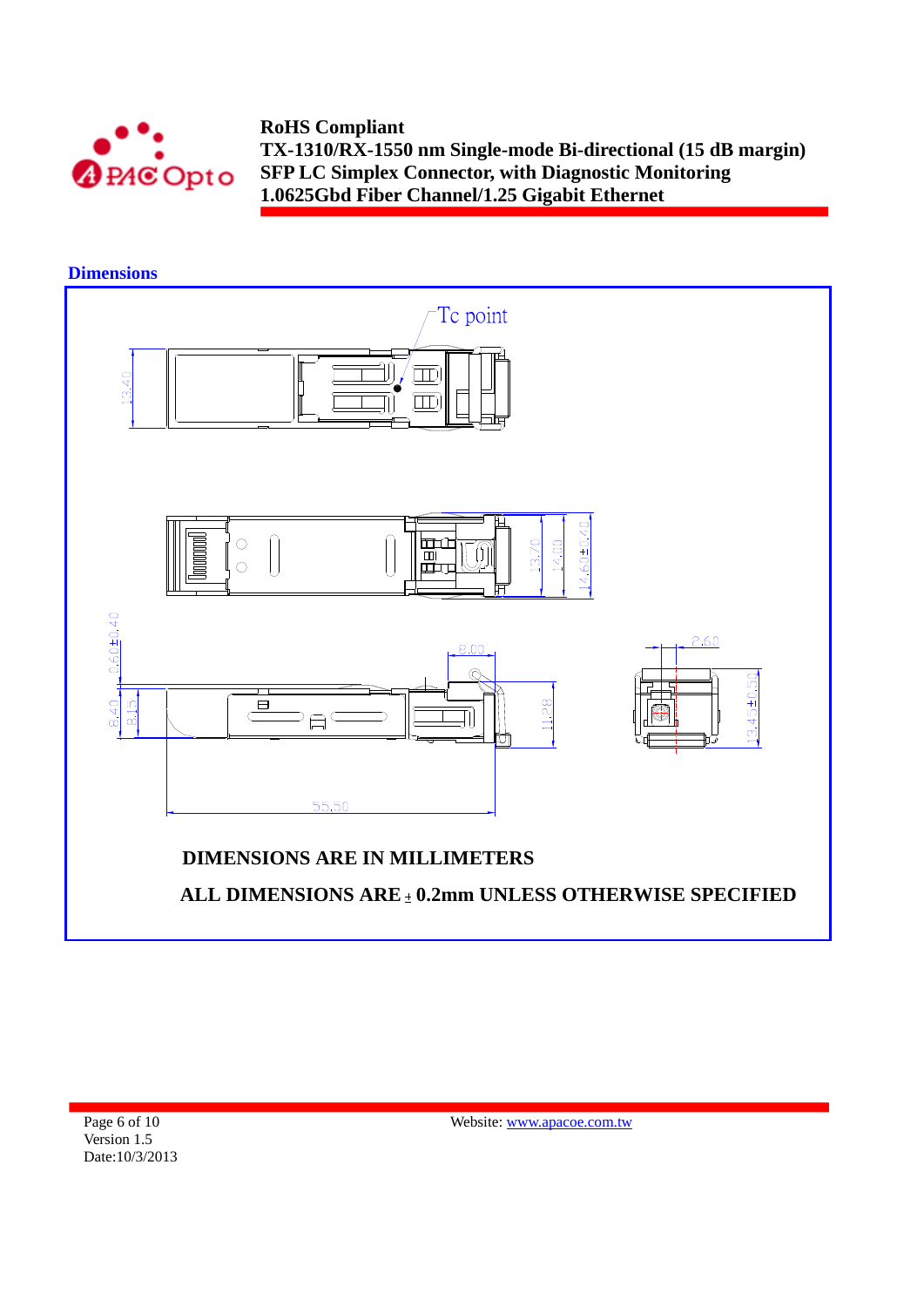## Dimensions

Tc point

13.40

13.70
14.00
14.60±0.40

0.60±0.40

8.40
8.15

8.00

11.28

2.60

13.45±0.50

55.50

**DIMENSIONS ARE IN MILLIMETERS**

**ALL DIMENSIONS ARE ± 0.2mm UNLESS OTHERWISE SPECIFIED**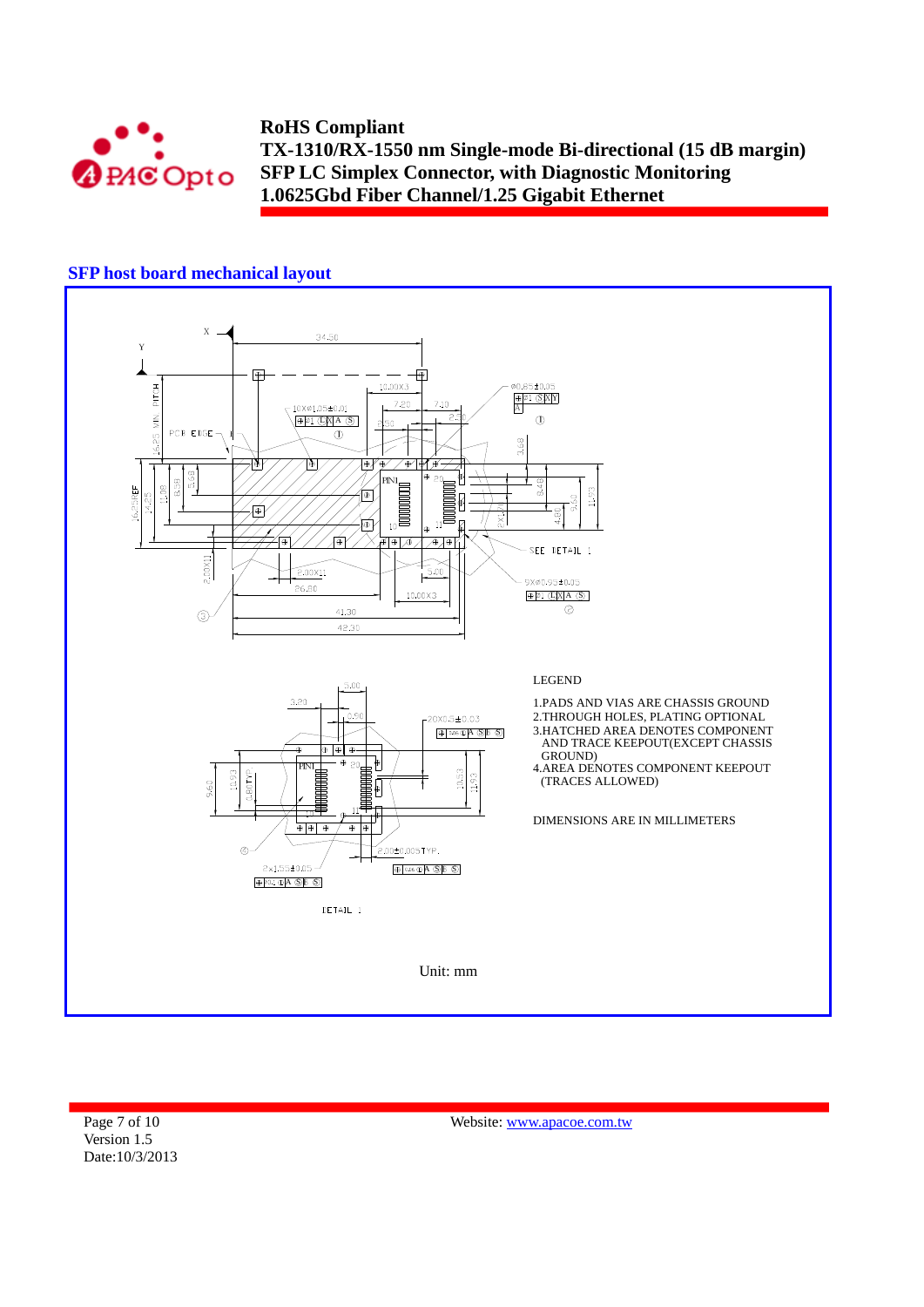## SFP host board mechanical layout

LEGEND

1.PADS AND VIAS ARE CHASSIS GROUND
2.THROUGH HOLES, PLATING OPTIONAL
3.HATCHED AREA DENOTES COMPONENT AND TRACE KEEPOUT(EXCEPT CHASSIS GROUND)
4.AREA DENOTES COMPONENT KEEPOUT (TRACES ALLOWED)

DIMENSIONS ARE IN MILLIMETERS

Unit: mm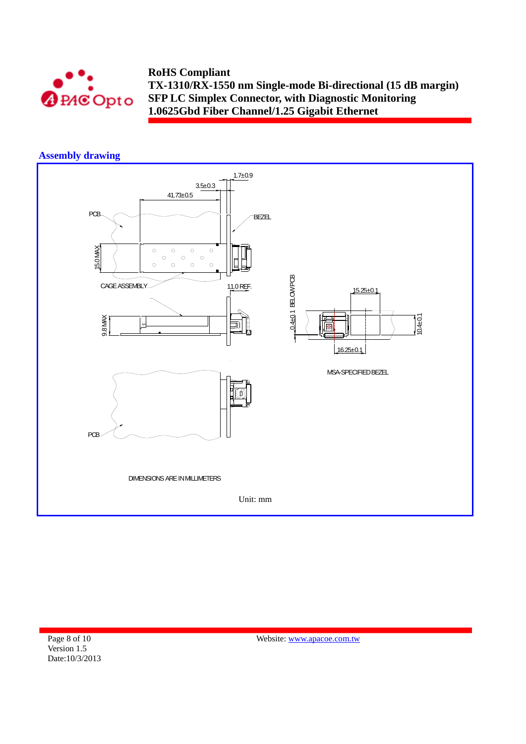## Assembly drawing

1.7±0.9

3.5±0.3

41.73±0.5

PCB

BEZEL

15.0 MAX

CAGE ASSEMBLY

11.0 REF.

0.4±0.1 BELOW PCB

15.25±0.1

9.8 MAX

10.4±0.1

16.25±0.1

MSA-SPECIFIED BEZEL

PCB

DIMENSIONS ARE IN MILLIMETERS

Unit: mm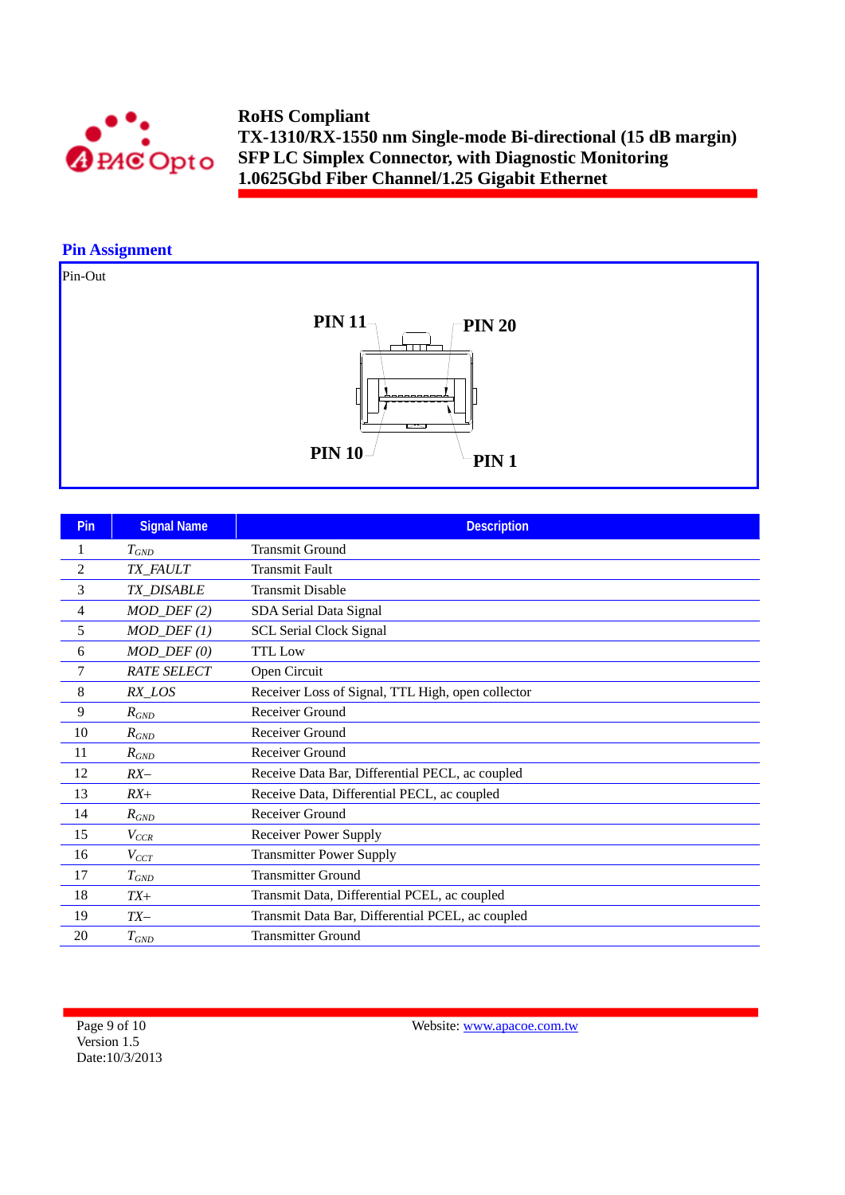## Pin Assignment

Pin-Out

PIN 11

PIN 20

PIN 10

PIN 1

| Pin | Signal Name | Description |
|---|---|---|
| 1 | $T_{GND}$ | Transmit Ground |
| 2 | *TX_FAULT* | Transmit Fault |
| 3 | *TX_DISABLE* | Transmit Disable |
| 4 | *MOD_DEF (2)* | SDA Serial Data Signal |
| 5 | *MOD_DEF (1)* | SCL Serial Clock Signal |
| 6 | *MOD_DEF (0)* | TTL Low |
| 7 | *RATE SELECT* | Open Circuit |
| 8 | *RX_LOS* | Receiver Loss of Signal, TTL High, open collector |
| 9 | $R_{GND}$ | Receiver Ground |
| 10 | $R_{GND}$ | Receiver Ground |
| 11 | $R_{GND}$ | Receiver Ground |
| 12 | *RX–* | Receive Data Bar, Differential PECL, ac coupled |
| 13 | *RX+* | Receive Data, Differential PECL, ac coupled |
| 14 | $R_{GND}$ | Receiver Ground |
| 15 | $V_{CCR}$ | Receiver Power Supply |
| 16 | $V_{CCT}$ | Transmitter Power Supply |
| 17 | $T_{GND}$ | Transmitter Ground |
| 18 | *TX+* | Transmit Data, Differential PCEL, ac coupled |
| 19 | *TX–* | Transmit Data Bar, Differential PCEL, ac coupled |
| 20 | $T_{GND}$ | Transmitter Ground |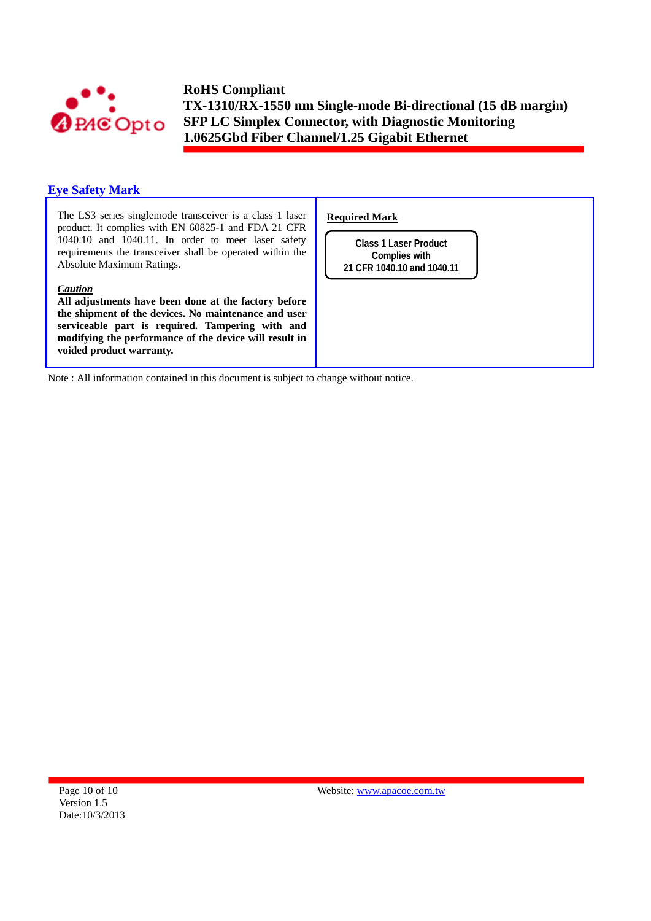## Eye Safety Mark

| | |
|---|---|
| The LS3 series singlemode transceiver is a class 1 laser product. It complies with EN 60825-1 and FDA 21 CFR 1040.10 and 1040.11. In order to meet laser safety requirements the transceiver shall be operated within the Absolute Maximum Ratings.<br><br>***Caution***<br>**All adjustments have been done at the factory before the shipment of the devices. No maintenance and user serviceable part is required. Tampering with and modifying the performance of the device will result in voided product warranty.** | **Required Mark**<br><br>Class 1 Laser Product<br>Complies with<br>21 CFR 1040.10 and 1040.11 |

Note : All information contained in this document is subject to change without notice.